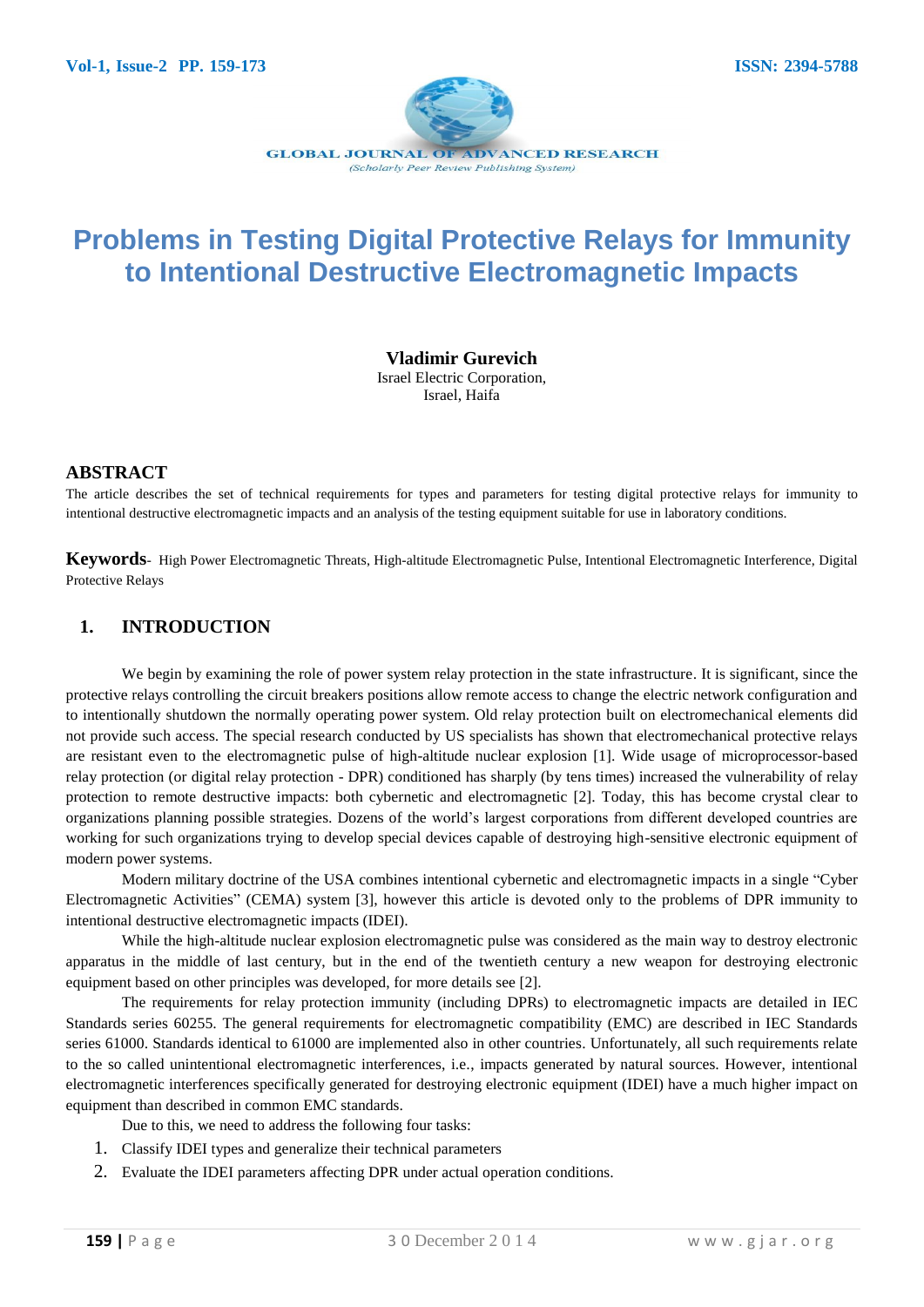# Problems in Testing Digital Protective Relays for Immunity to Intentional Destructive Electromagnetic Impacts

**Vladimir Gurevich**
Israel Electric Corporation,
Israel, Haifa

## ABSTRACT

The article describes the set of technical requirements for types and parameters for testing digital protective relays for immunity to intentional destructive electromagnetic impacts and an analysis of the testing equipment suitable for use in laboratory conditions.

**Keywords**- High Power Electromagnetic Threats, High-altitude Electromagnetic Pulse, Intentional Electromagnetic Interference, Digital Protective Relays

## 1. INTRODUCTION

We begin by examining the role of power system relay protection in the state infrastructure. It is significant, since the protective relays controlling the circuit breakers positions allow remote access to change the electric network configuration and to intentionally shutdown the normally operating power system. Old relay protection built on electromechanical elements did not provide such access. The special research conducted by US specialists has shown that electromechanical protective relays are resistant even to the electromagnetic pulse of high-altitude nuclear explosion [1]. Wide usage of microprocessor-based relay protection (or digital relay protection - DPR) conditioned has sharply (by tens times) increased the vulnerability of relay protection to remote destructive impacts: both cybernetic and electromagnetic [2]. Today, this has become crystal clear to organizations planning possible strategies. Dozens of the world's largest corporations from different developed countries are working for such organizations trying to develop special devices capable of destroying high-sensitive electronic equipment of modern power systems.

Modern military doctrine of the USA combines intentional cybernetic and electromagnetic impacts in a single "Cyber Electromagnetic Activities" (CEMA) system [3], however this article is devoted only to the problems of DPR immunity to intentional destructive electromagnetic impacts (IDEI).

While the high-altitude nuclear explosion electromagnetic pulse was considered as the main way to destroy electronic apparatus in the middle of last century, but in the end of the twentieth century a new weapon for destroying electronic equipment based on other principles was developed, for more details see [2].

The requirements for relay protection immunity (including DPRs) to electromagnetic impacts are detailed in IEC Standards series 60255. The general requirements for electromagnetic compatibility (EMC) are described in IEC Standards series 61000. Standards identical to 61000 are implemented also in other countries. Unfortunately, all such requirements relate to the so called unintentional electromagnetic interferences, i.e., impacts generated by natural sources. However, intentional electromagnetic interferences specifically generated for destroying electronic equipment (IDEI) have a much higher impact on equipment than described in common EMC standards.

Due to this, we need to address the following four tasks:

1. Classify IDEI types and generalize their technical parameters
2. Evaluate the IDEI parameters affecting DPR under actual operation conditions.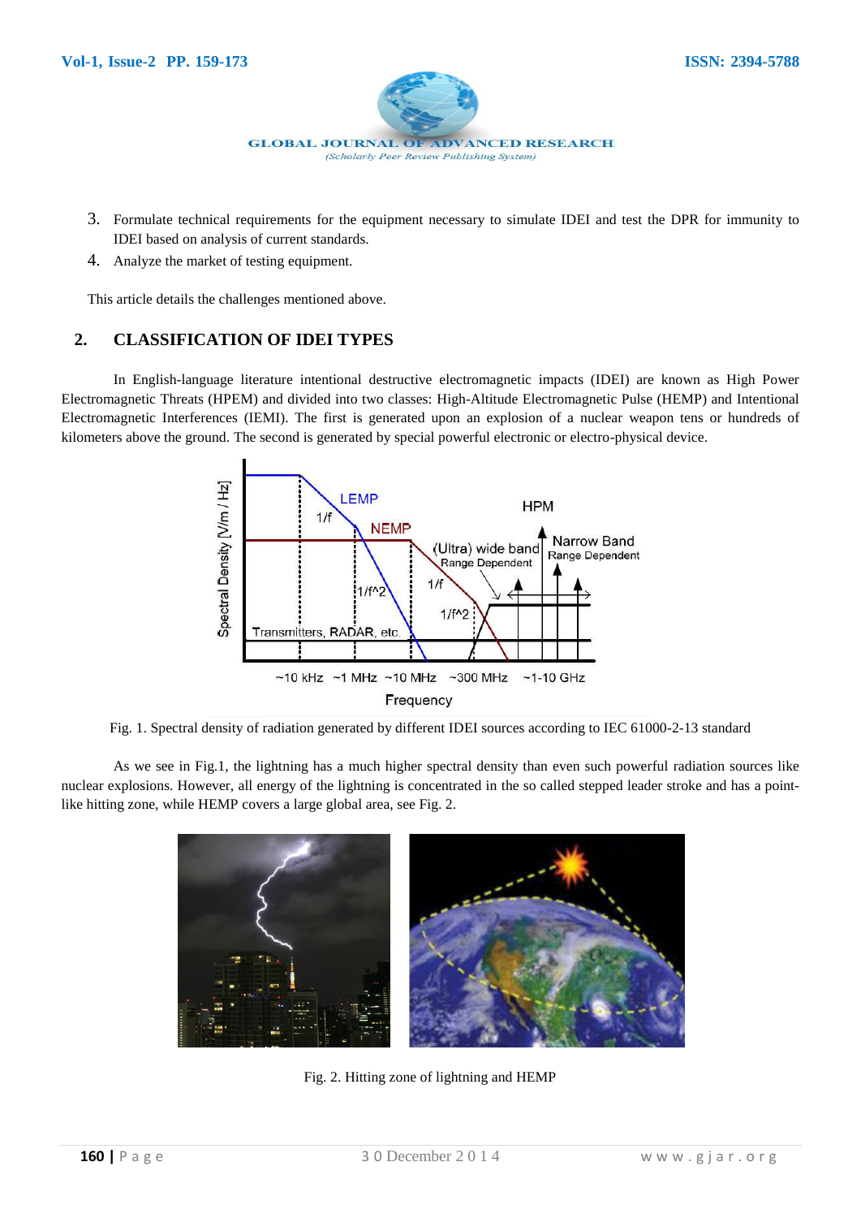3. Formulate technical requirements for the equipment necessary to simulate IDEI and test the DPR for immunity to IDEI based on analysis of current standards.
4. Analyze the market of testing equipment.

This article details the challenges mentioned above.

## 2. CLASSIFICATION OF IDEI TYPES

In English-language literature intentional destructive electromagnetic impacts (IDEI) are known as High Power Electromagnetic Threats (HPEM) and divided into two classes: High-Altitude Electromagnetic Pulse (HEMP) and Intentional Electromagnetic Interferences (IEMI). The first is generated upon an explosion of a nuclear weapon tens or hundreds of kilometers above the ground. The second is generated by special powerful electronic or electro-physical device.

Fig. 1. Spectral density of radiation generated by different IDEI sources according to IEC 61000-2-13 standard

As we see in Fig.1, the lightning has a much higher spectral density than even such powerful radiation sources like nuclear explosions. However, all energy of the lightning is concentrated in the so called stepped leader stroke and has a point-like hitting zone, while HEMP covers a large global area, see Fig. 2.

Fig. 2. Hitting zone of lightning and HEMP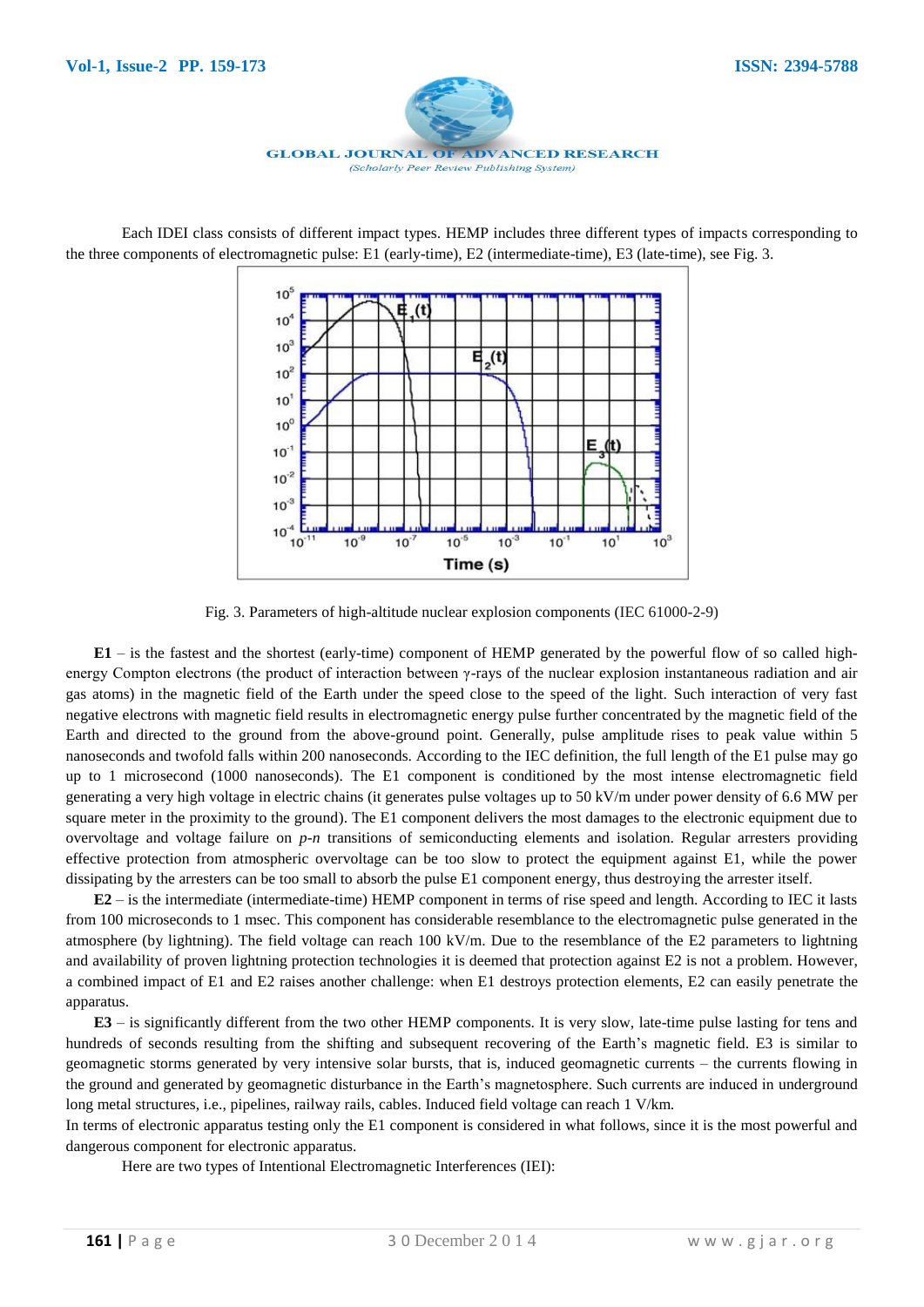Each IDEI class consists of different impact types. HEMP includes three different types of impacts corresponding to the three components of electromagnetic pulse: E1 (early-time), E2 (intermediate-time), E3 (late-time), see Fig. 3.

Fig. 3. Parameters of high-altitude nuclear explosion components (IEC 61000-2-9)

**E1** – is the fastest and the shortest (early-time) component of HEMP generated by the powerful flow of so called high-energy Compton electrons (the product of interaction between γ-rays of the nuclear explosion instantaneous radiation and air gas atoms) in the magnetic field of the Earth under the speed close to the speed of the light. Such interaction of very fast negative electrons with magnetic field results in electromagnetic energy pulse further concentrated by the magnetic field of the Earth and directed to the ground from the above-ground point. Generally, pulse amplitude rises to peak value within 5 nanoseconds and twofold falls within 200 nanoseconds. According to the IEC definition, the full length of the E1 pulse may go up to 1 microsecond (1000 nanoseconds). The E1 component is conditioned by the most intense electromagnetic field generating a very high voltage in electric chains (it generates pulse voltages up to 50 kV/m under power density of 6.6 MW per square meter in the proximity to the ground). The E1 component delivers the most damages to the electronic equipment due to overvoltage and voltage failure on *p-n* transitions of semiconducting elements and isolation. Regular arresters providing effective protection from atmospheric overvoltage can be too slow to protect the equipment against E1, while the power dissipating by the arresters can be too small to absorb the pulse E1 component energy, thus destroying the arrester itself.

**E2** – is the intermediate (intermediate-time) HEMP component in terms of rise speed and length. According to IEC it lasts from 100 microseconds to 1 msec. This component has considerable resemblance to the electromagnetic pulse generated in the atmosphere (by lightning). The field voltage can reach 100 kV/m. Due to the resemblance of the E2 parameters to lightning and availability of proven lightning protection technologies it is deemed that protection against E2 is not a problem. However, a combined impact of E1 and E2 raises another challenge: when E1 destroys protection elements, E2 can easily penetrate the apparatus.

**E3** – is significantly different from the two other HEMP components. It is very slow, late-time pulse lasting for tens and hundreds of seconds resulting from the shifting and subsequent recovering of the Earth's magnetic field. E3 is similar to geomagnetic storms generated by very intensive solar bursts, that is, induced geomagnetic currents – the currents flowing in the ground and generated by geomagnetic disturbance in the Earth's magnetosphere. Such currents are induced in underground long metal structures, i.e., pipelines, railway rails, cables. Induced field voltage can reach 1 V/km.

In terms of electronic apparatus testing only the E1 component is considered in what follows, since it is the most powerful and dangerous component for electronic apparatus.

Here are two types of Intentional Electromagnetic Interferences (IEI):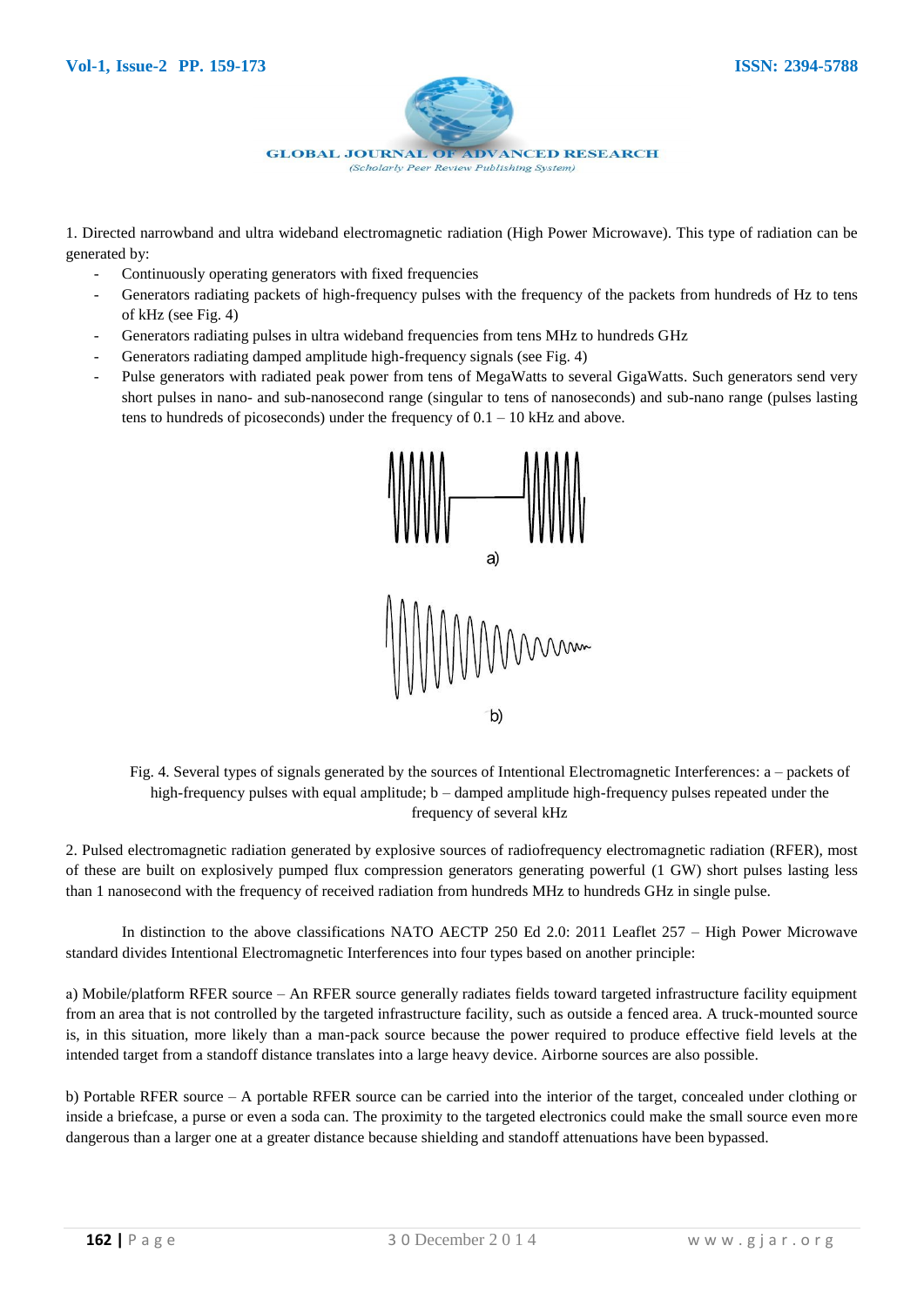1. Directed narrowband and ultra wideband electromagnetic radiation (High Power Microwave). This type of radiation can be generated by:

- Continuously operating generators with fixed frequencies
- Generators radiating packets of high-frequency pulses with the frequency of the packets from hundreds of Hz to tens of kHz (see Fig. 4)
- Generators radiating pulses in ultra wideband frequencies from tens MHz to hundreds GHz
- Generators radiating damped amplitude high-frequency signals (see Fig. 4)
- Pulse generators with radiated peak power from tens of MegaWatts to several GigaWatts. Such generators send very short pulses in nano- and sub-nanosecond range (singular to tens of nanoseconds) and sub-nano range (pulses lasting tens to hundreds of picoseconds) under the frequency of 0.1 – 10 kHz and above.

Fig. 4. Several types of signals generated by the sources of Intentional Electromagnetic Interferences: a – packets of high-frequency pulses with equal amplitude; b – damped amplitude high-frequency pulses repeated under the frequency of several kHz

2. Pulsed electromagnetic radiation generated by explosive sources of radiofrequency electromagnetic radiation (RFER), most of these are built on explosively pumped flux compression generators generating powerful (1 GW) short pulses lasting less than 1 nanosecond with the frequency of received radiation from hundreds MHz to hundreds GHz in single pulse.

In distinction to the above classifications NATO AECTP 250 Ed 2.0: 2011 Leaflet 257 – High Power Microwave standard divides Intentional Electromagnetic Interferences into four types based on another principle:

a) Mobile/platform RFER source – An RFER source generally radiates fields toward targeted infrastructure facility equipment from an area that is not controlled by the targeted infrastructure facility, such as outside a fenced area. A truck-mounted source is, in this situation, more likely than a man-pack source because the power required to produce effective field levels at the intended target from a standoff distance translates into a large heavy device. Airborne sources are also possible.

b) Portable RFER source – A portable RFER source can be carried into the interior of the target, concealed under clothing or inside a briefcase, a purse or even a soda can. The proximity to the targeted electronics could make the small source even more dangerous than a larger one at a greater distance because shielding and standoff attenuations have been bypassed.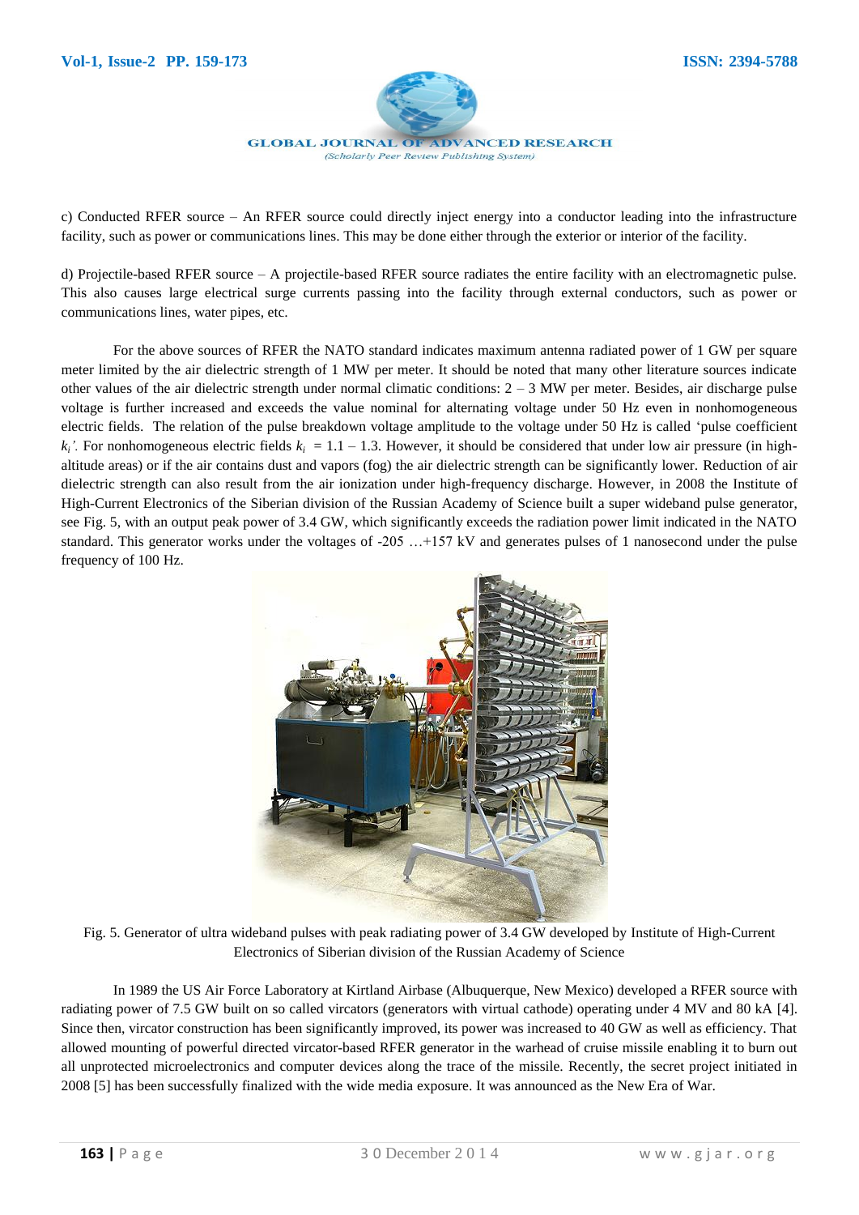c) Conducted RFER source – An RFER source could directly inject energy into a conductor leading into the infrastructure facility, such as power or communications lines. This may be done either through the exterior or interior of the facility.

d) Projectile-based RFER source – A projectile-based RFER source radiates the entire facility with an electromagnetic pulse. This also causes large electrical surge currents passing into the facility through external conductors, such as power or communications lines, water pipes, etc.

For the above sources of RFER the NATO standard indicates maximum antenna radiated power of 1 GW per square meter limited by the air dielectric strength of 1 MW per meter. It should be noted that many other literature sources indicate other values of the air dielectric strength under normal climatic conditions: 2 – 3 MW per meter. Besides, air discharge pulse voltage is further increased and exceeds the value nominal for alternating voltage under 50 Hz even in nonhomogeneous electric fields. The relation of the pulse breakdown voltage amplitude to the voltage under 50 Hz is called 'pulse coefficient $k_i$'. For nonhomogeneous electric fields $k_i = 1.1 – 1.3$. However, it should be considered that under low air pressure (in high-altitude areas) or if the air contains dust and vapors (fog) the air dielectric strength can be significantly lower. Reduction of air dielectric strength can also result from the air ionization under high-frequency discharge. However, in 2008 the Institute of High-Current Electronics of the Siberian division of the Russian Academy of Science built a super wideband pulse generator, see Fig. 5, with an output peak power of 3.4 GW, which significantly exceeds the radiation power limit indicated in the NATO standard. This generator works under the voltages of -205 …+157 kV and generates pulses of 1 nanosecond under the pulse frequency of 100 Hz.

Fig. 5. Generator of ultra wideband pulses with peak radiating power of 3.4 GW developed by Institute of High-Current Electronics of Siberian division of the Russian Academy of Science

In 1989 the US Air Force Laboratory at Kirtland Airbase (Albuquerque, New Mexico) developed a RFER source with radiating power of 7.5 GW built on so called vircators (generators with virtual cathode) operating under 4 MV and 80 kA [4]. Since then, vircator construction has been significantly improved, its power was increased to 40 GW as well as efficiency. That allowed mounting of powerful directed vircator-based RFER generator in the warhead of cruise missile enabling it to burn out all unprotected microelectronics and computer devices along the trace of the missile. Recently, the secret project initiated in 2008 [5] has been successfully finalized with the wide media exposure. It was announced as the New Era of War.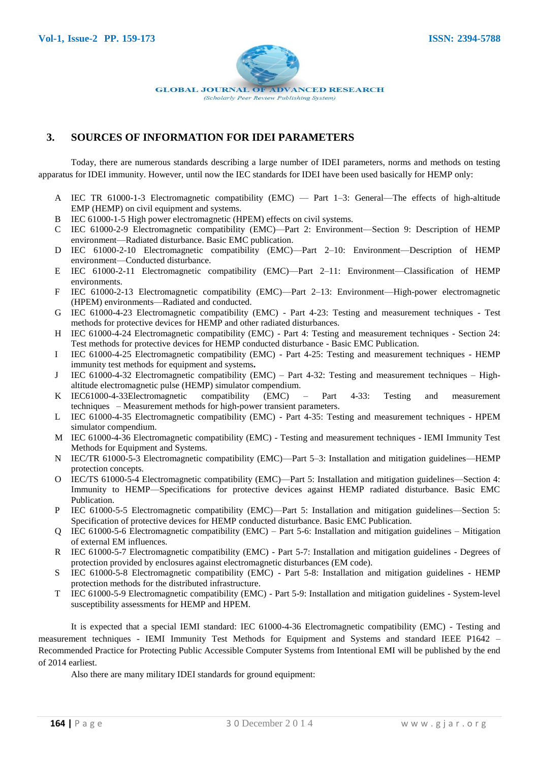## 3. SOURCES OF INFORMATION FOR IDEI PARAMETERS

Today, there are numerous standards describing a large number of IDEI parameters, norms and methods on testing apparatus for IDEI immunity. However, until now the IEC standards for IDEI have been used basically for HEMP only:

- A IEC TR 61000-1-3 Electromagnetic compatibility (EMC) — Part 1–3: General—The effects of high-altitude EMP (HEMP) on civil equipment and systems.
- B IEC 61000-1-5 High power electromagnetic (HPEM) effects on civil systems.
- C IEC 61000-2-9 Electromagnetic compatibility (EMC)—Part 2: Environment—Section 9: Description of HEMP environment—Radiated disturbance. Basic EMC publication.
- D IEC 61000-2-10 Electromagnetic compatibility (EMC)—Part 2–10: Environment—Description of HEMP environment—Conducted disturbance.
- E IEC 61000-2-11 Electromagnetic compatibility (EMC)—Part 2–11: Environment—Classification of HEMP environments.
- F IEC 61000-2-13 Electromagnetic compatibility (EMC)—Part 2–13: Environment—High-power electromagnetic (HPEM) environments—Radiated and conducted.
- G IEC 61000-4-23 Electromagnetic compatibility (EMC) - Part 4-23: Testing and measurement techniques - Test methods for protective devices for HEMP and other radiated disturbances.
- H IEC 61000-4-24 Electromagnetic compatibility (EMC) - Part 4: Testing and measurement techniques - Section 24: Test methods for protective devices for HEMP conducted disturbance - Basic EMC Publication.
- I IEC 61000-4-25 Electromagnetic compatibility (EMC) - Part 4-25: Testing and measurement techniques - HEMP immunity test methods for equipment and systems.
- J IEC 61000-4-32 Electromagnetic compatibility (EMC) – Part 4-32: Testing and measurement techniques – High-altitude electromagnetic pulse (HEMP) simulator compendium.
- K IEC61000-4-33Electromagnetic compatibility (EMC) – Part 4-33: Testing and measurement techniques – Measurement methods for high-power transient parameters.
- L IEC 61000-4-35 Electromagnetic compatibility (EMC) - Part 4-35: Testing and measurement techniques - HPEM simulator compendium.
- M IEC 61000-4-36 Electromagnetic compatibility (EMC) - Testing and measurement techniques - IEMI Immunity Test Methods for Equipment and Systems.
- N IEC/TR 61000-5-3 Electromagnetic compatibility (EMC)—Part 5–3: Installation and mitigation guidelines—HEMP protection concepts.
- O IEC/TS 61000-5-4 Electromagnetic compatibility (EMC)—Part 5: Installation and mitigation guidelines—Section 4: Immunity to HEMP—Specifications for protective devices against HEMP radiated disturbance. Basic EMC Publication.
- P IEC 61000-5-5 Electromagnetic compatibility (EMC)—Part 5: Installation and mitigation guidelines—Section 5: Specification of protective devices for HEMP conducted disturbance. Basic EMC Publication.
- Q IEC 61000-5-6 Electromagnetic compatibility (EMC) – Part 5-6: Installation and mitigation guidelines – Mitigation of external EM influences.
- R IEC 61000-5-7 Electromagnetic compatibility (EMC) - Part 5-7: Installation and mitigation guidelines - Degrees of protection provided by enclosures against electromagnetic disturbances (EM code).
- S IEC 61000-5-8 Electromagnetic compatibility (EMC) - Part 5-8: Installation and mitigation guidelines - HEMP protection methods for the distributed infrastructure.
- T IEC 61000-5-9 Electromagnetic compatibility (EMC) - Part 5-9: Installation and mitigation guidelines - System-level susceptibility assessments for HEMP and HPEM.

It is expected that a special IEMI standard: IEC 61000-4-36 Electromagnetic compatibility (EMC) - Testing and measurement techniques - IEMI Immunity Test Methods for Equipment and Systems and standard IEEE P1642 – Recommended Practice for Protecting Public Accessible Computer Systems from Intentional EMI will be published by the end of 2014 earliest.

Also there are many military IDEI standards for ground equipment: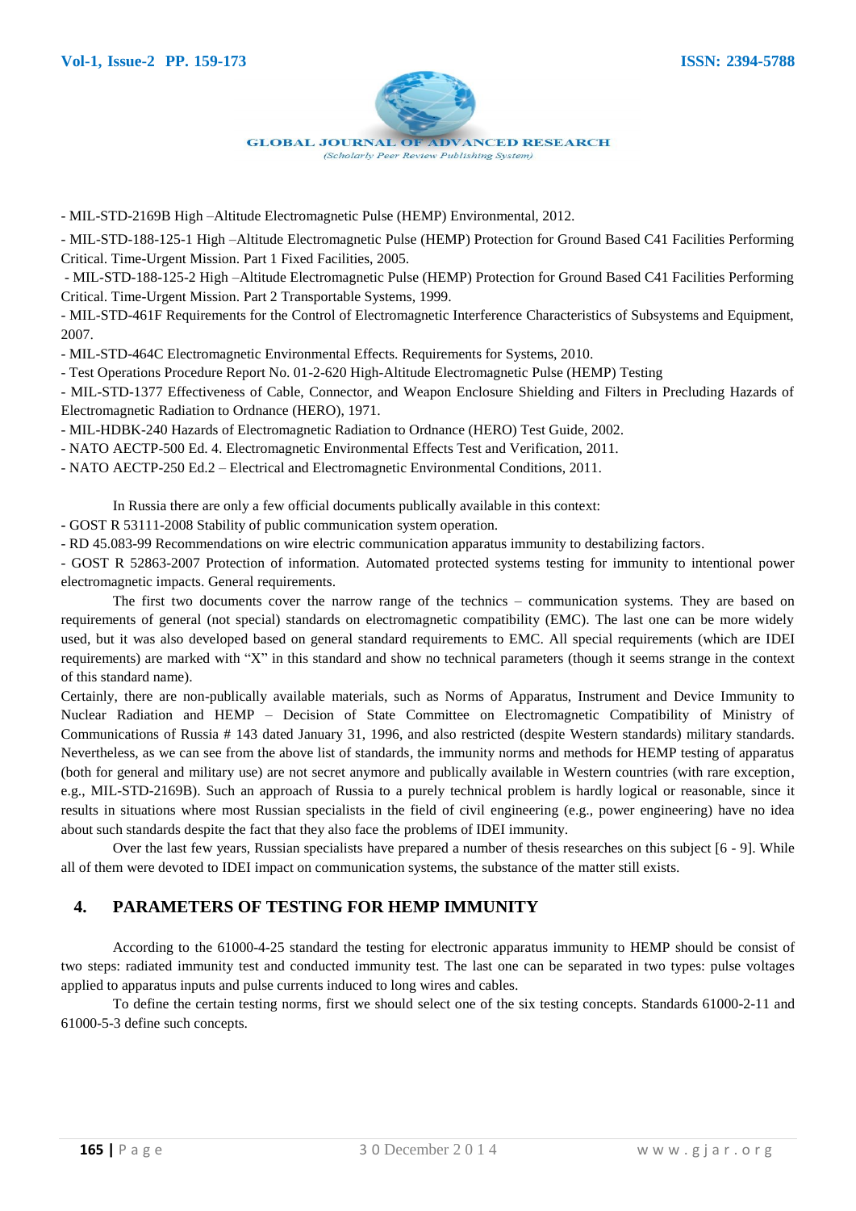- MIL-STD-2169B High –Altitude Electromagnetic Pulse (HEMP) Environmental, 2012.

- MIL-STD-188-125-1 High –Altitude Electromagnetic Pulse (HEMP) Protection for Ground Based C41 Facilities Performing Critical. Time-Urgent Mission. Part 1 Fixed Facilities, 2005.

- MIL-STD-188-125-2 High –Altitude Electromagnetic Pulse (HEMP) Protection for Ground Based C41 Facilities Performing Critical. Time-Urgent Mission. Part 2 Transportable Systems, 1999.

- MIL-STD-461F Requirements for the Control of Electromagnetic Interference Characteristics of Subsystems and Equipment, 2007.

- MIL-STD-464C Electromagnetic Environmental Effects. Requirements for Systems, 2010.

- Test Operations Procedure Report No. 01-2-620 High-Altitude Electromagnetic Pulse (HEMP) Testing

- MIL-STD-1377 Effectiveness of Cable, Connector, and Weapon Enclosure Shielding and Filters in Precluding Hazards of Electromagnetic Radiation to Ordnance (HERO), 1971.

- MIL-HDBK-240 Hazards of Electromagnetic Radiation to Ordnance (HERO) Test Guide, 2002.

- NATO AECTP-500 Ed. 4. Electromagnetic Environmental Effects Test and Verification, 2011.

- NATO AECTP-250 Ed.2 – Electrical and Electromagnetic Environmental Conditions, 2011.

In Russia there are only a few official documents publically available in this context:

- GOST R 53111-2008 Stability of public communication system operation.

- RD 45.083-99 Recommendations on wire electric communication apparatus immunity to destabilizing factors.

- GOST R 52863-2007 Protection of information. Automated protected systems testing for immunity to intentional power electromagnetic impacts. General requirements.

The first two documents cover the narrow range of the technics – communication systems. They are based on requirements of general (not special) standards on electromagnetic compatibility (EMC). The last one can be more widely used, but it was also developed based on general standard requirements to EMC. All special requirements (which are IDEI requirements) are marked with "X" in this standard and show no technical parameters (though it seems strange in the context of this standard name).

Certainly, there are non-publically available materials, such as Norms of Apparatus, Instrument and Device Immunity to Nuclear Radiation and HEMP – Decision of State Committee on Electromagnetic Compatibility of Ministry of Communications of Russia # 143 dated January 31, 1996, and also restricted (despite Western standards) military standards. Nevertheless, as we can see from the above list of standards, the immunity norms and methods for HEMP testing of apparatus (both for general and military use) are not secret anymore and publically available in Western countries (with rare exception, e.g., MIL-STD-2169B). Such an approach of Russia to a purely technical problem is hardly logical or reasonable, since it results in situations where most Russian specialists in the field of civil engineering (e.g., power engineering) have no idea about such standards despite the fact that they also face the problems of IDEI immunity.

Over the last few years, Russian specialists have prepared a number of thesis researches on this subject [6 - 9]. While all of them were devoted to IDEI impact on communication systems, the substance of the matter still exists.

## 4. PARAMETERS OF TESTING FOR HEMP IMMUNITY

According to the 61000-4-25 standard the testing for electronic apparatus immunity to HEMP should be consist of two steps: radiated immunity test and conducted immunity test. The last one can be separated in two types: pulse voltages applied to apparatus inputs and pulse currents induced to long wires and cables.

To define the certain testing norms, first we should select one of the six testing concepts. Standards 61000-2-11 and 61000-5-3 define such concepts.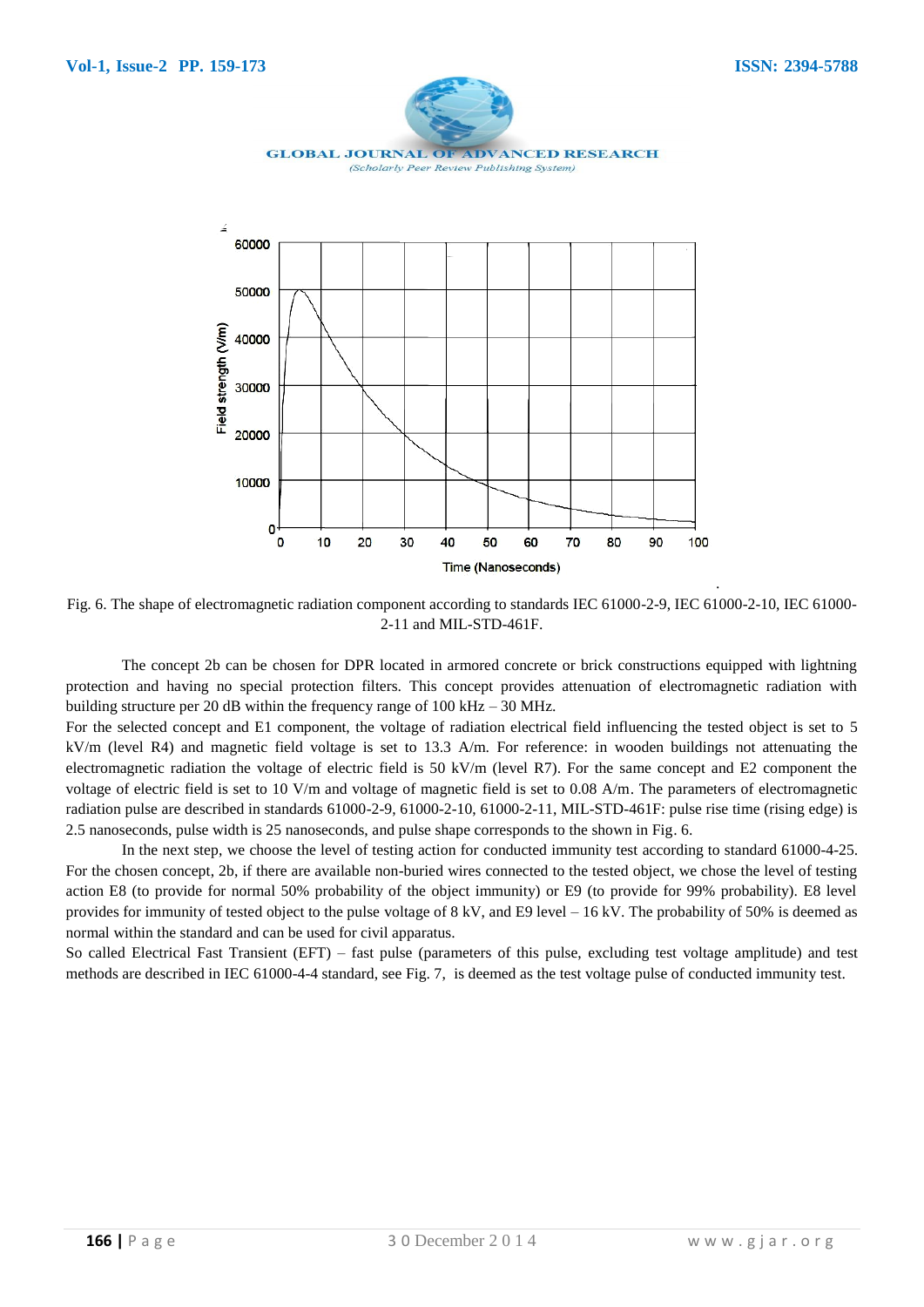Fig. 6. The shape of electromagnetic radiation component according to standards IEC 61000-2-9, IEC 61000-2-10, IEC 61000-2-11 and MIL-STD-461F.

The concept 2b can be chosen for DPR located in armored concrete or brick constructions equipped with lightning protection and having no special protection filters. This concept provides attenuation of electromagnetic radiation with building structure per 20 dB within the frequency range of 100 kHz – 30 MHz.

For the selected concept and E1 component, the voltage of radiation electrical field influencing the tested object is set to 5 kV/m (level R4) and magnetic field voltage is set to 13.3 A/m. For reference: in wooden buildings not attenuating the electromagnetic radiation the voltage of electric field is 50 kV/m (level R7). For the same concept and E2 component the voltage of electric field is set to 10 V/m and voltage of magnetic field is set to 0.08 A/m. The parameters of electromagnetic radiation pulse are described in standards 61000-2-9, 61000-2-10, 61000-2-11, MIL-STD-461F: pulse rise time (rising edge) is 2.5 nanoseconds, pulse width is 25 nanoseconds, and pulse shape corresponds to the shown in Fig. 6.

In the next step, we choose the level of testing action for conducted immunity test according to standard 61000-4-25. For the chosen concept, 2b, if there are available non-buried wires connected to the tested object, we chose the level of testing action E8 (to provide for normal 50% probability of the object immunity) or E9 (to provide for 99% probability). E8 level provides for immunity of tested object to the pulse voltage of 8 kV, and E9 level – 16 kV. The probability of 50% is deemed as normal within the standard and can be used for civil apparatus.

So called Electrical Fast Transient (EFT) – fast pulse (parameters of this pulse, excluding test voltage amplitude) and test methods are described in IEC 61000-4-4 standard, see Fig. 7, is deemed as the test voltage pulse of conducted immunity test.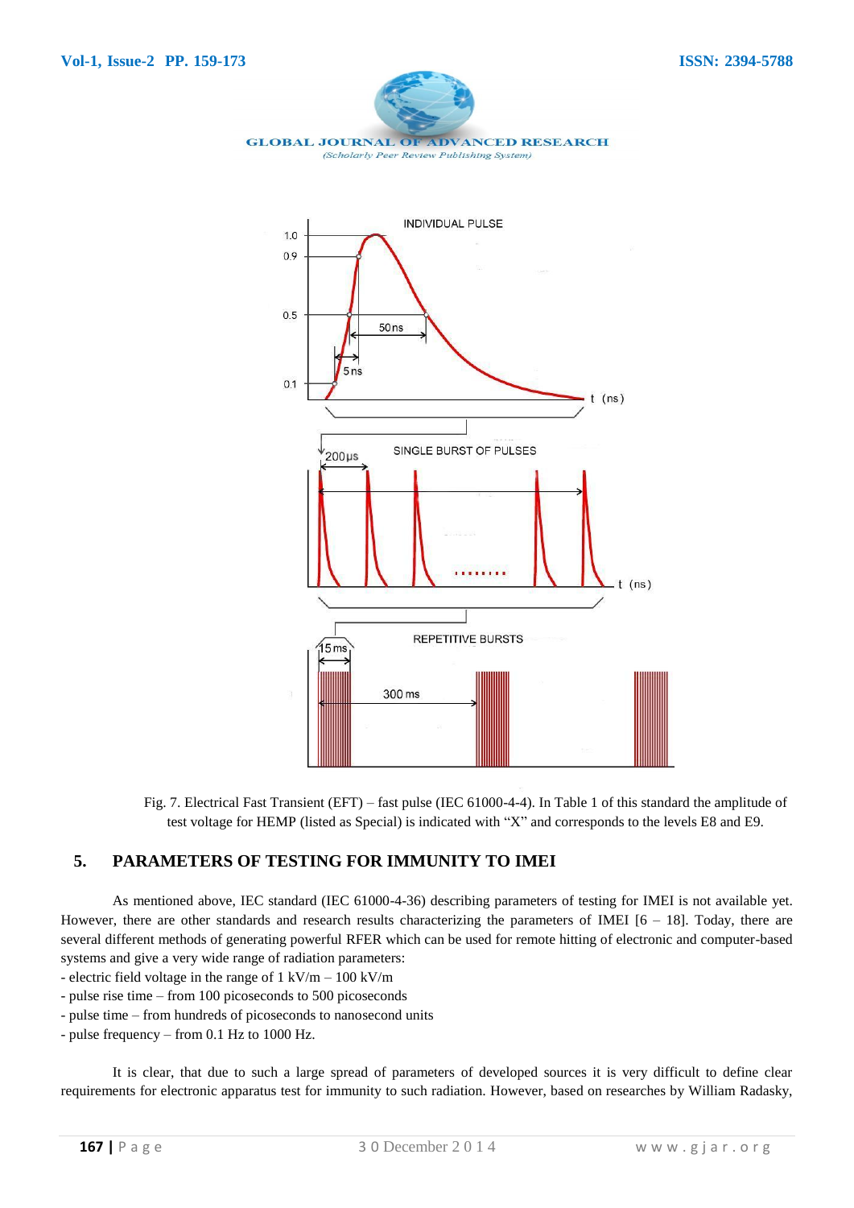Fig. 7. Electrical Fast Transient (EFT) – fast pulse (IEC 61000-4-4). In Table 1 of this standard the amplitude of test voltage for HEMP (listed as Special) is indicated with "X" and corresponds to the levels E8 and E9.

## 5. PARAMETERS OF TESTING FOR IMMUNITY TO IMEI

As mentioned above, IEC standard (IEC 61000-4-36) describing parameters of testing for IMEI is not available yet. However, there are other standards and research results characterizing the parameters of IMEI [6 – 18]. Today, there are several different methods of generating powerful RFER which can be used for remote hitting of electronic and computer-based systems and give a very wide range of radiation parameters:

- electric field voltage in the range of 1 kV/m – 100 kV/m
- pulse rise time – from 100 picoseconds to 500 picoseconds
- pulse time – from hundreds of picoseconds to nanosecond units
- pulse frequency – from 0.1 Hz to 1000 Hz.

It is clear, that due to such a large spread of parameters of developed sources it is very difficult to define clear requirements for electronic apparatus test for immunity to such radiation. However, based on researches by William Radasky,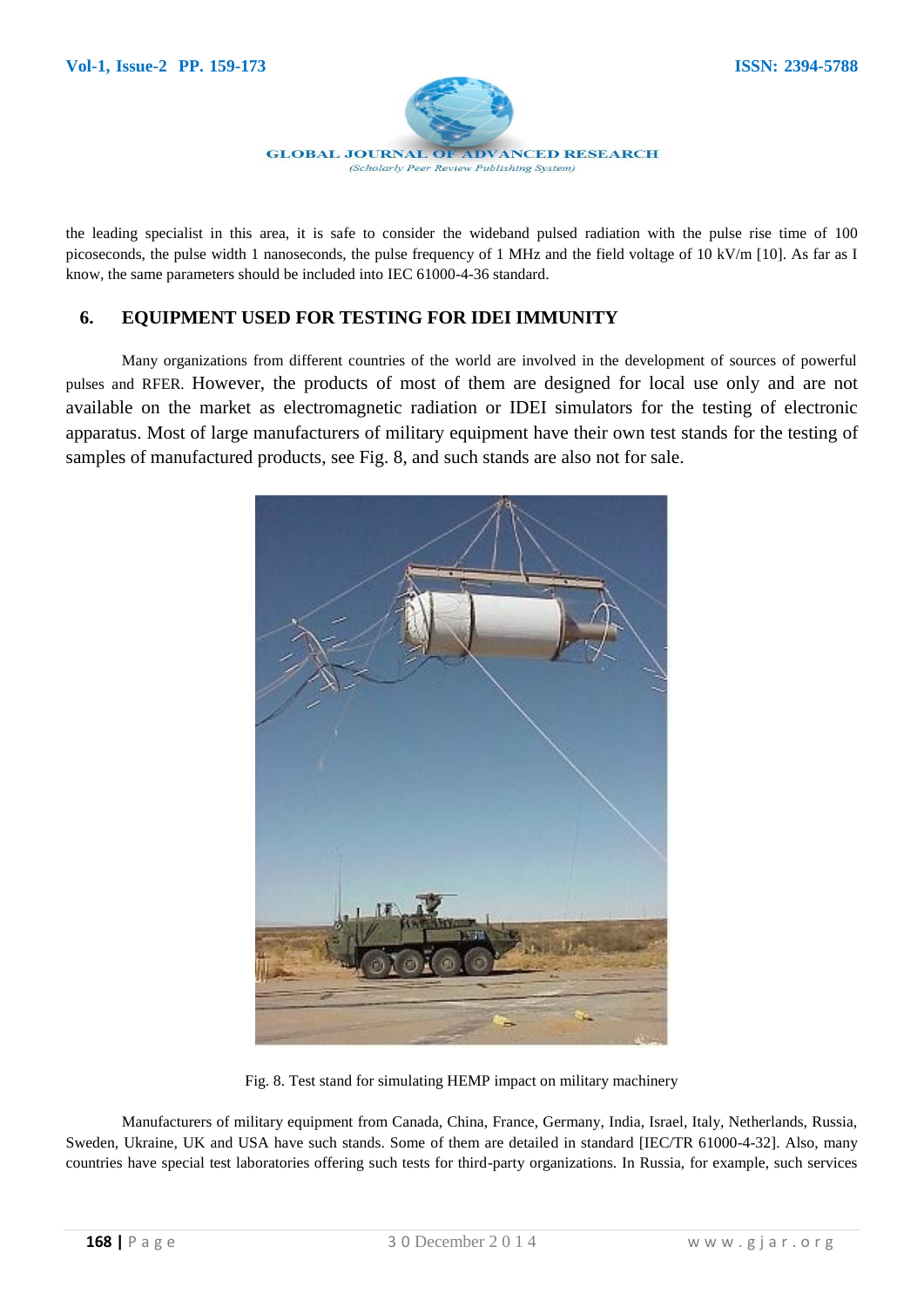the leading specialist in this area, it is safe to consider the wideband pulsed radiation with the pulse rise time of 100 picoseconds, the pulse width 1 nanoseconds, the pulse frequency of 1 MHz and the field voltage of 10 kV/m [10]. As far as I know, the same parameters should be included into IEC 61000-4-36 standard.

## 6. EQUIPMENT USED FOR TESTING FOR IDEI IMMUNITY

Many organizations from different countries of the world are involved in the development of sources of powerful pulses and RFER. However, the products of most of them are designed for local use only and are not available on the market as electromagnetic radiation or IDEI simulators for the testing of electronic apparatus. Most of large manufacturers of military equipment have their own test stands for the testing of samples of manufactured products, see Fig. 8, and such stands are also not for sale.

Fig. 8. Test stand for simulating HEMP impact on military machinery

Manufacturers of military equipment from Canada, China, France, Germany, India, Israel, Italy, Netherlands, Russia, Sweden, Ukraine, UK and USA have such stands. Some of them are detailed in standard [IEC/TR 61000-4-32]. Also, many countries have special test laboratories offering such tests for third-party organizations. In Russia, for example, such services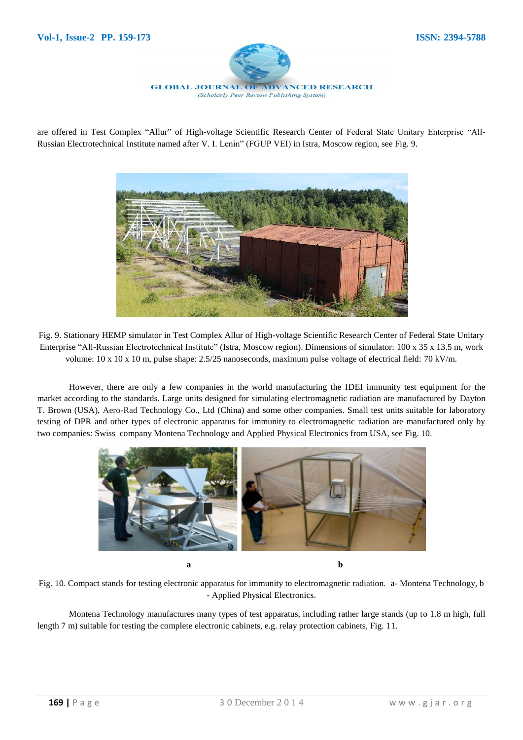are offered in Test Complex "Allur" of High-voltage Scientific Research Center of Federal State Unitary Enterprise "All-Russian Electrotechnical Institute named after V. I. Lenin" (FGUP VEI) in Istra, Moscow region, see Fig. 9.

Fig. 9. Stationary HEMP simulator in Test Complex Allur of High-voltage Scientific Research Center of Federal State Unitary Enterprise "All-Russian Electrotechnical Institute" (Istra, Moscow region). Dimensions of simulator: 100 x 35 x 13.5 m, work volume: 10 x 10 x 10 m, pulse shape: 2.5/25 nanoseconds, maximum pulse voltage of electrical field: 70 kV/m.

However, there are only a few companies in the world manufacturing the IDEI immunity test equipment for the market according to the standards. Large units designed for simulating electromagnetic radiation are manufactured by Dayton T. Brown (USA), Aero-Rad Technology Co., Ltd (China) and some other companies. Small test units suitable for laboratory testing of DPR and other types of electronic apparatus for immunity to electromagnetic radiation are manufactured only by two companies: Swiss company Montena Technology and Applied Physical Electronics from USA, see Fig. 10.

a b

Fig. 10. Compact stands for testing electronic apparatus for immunity to electromagnetic radiation. a- Montena Technology, b - Applied Physical Electronics.

Montena Technology manufactures many types of test apparatus, including rather large stands (up to 1.8 m high, full length 7 m) suitable for testing the complete electronic cabinets, e.g. relay protection cabinets, Fig. 11.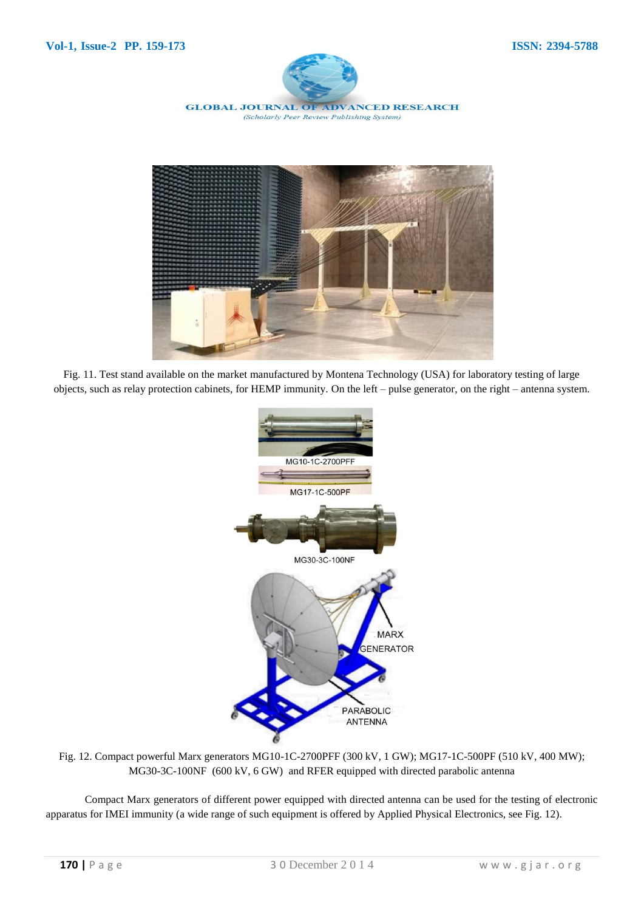Fig. 11. Test stand available on the market manufactured by Montena Technology (USA) for laboratory testing of large objects, such as relay protection cabinets, for HEMP immunity. On the left – pulse generator, on the right – antenna system.

Fig. 12. Compact powerful Marx generators MG10-1C-2700PFF (300 kV, 1 GW); MG17-1C-500PF (510 kV, 400 MW); MG30-3C-100NF (600 kV, 6 GW) and RFER equipped with directed parabolic antenna

Compact Marx generators of different power equipped with directed antenna can be used for the testing of electronic apparatus for IMEI immunity (a wide range of such equipment is offered by Applied Physical Electronics, see Fig. 12).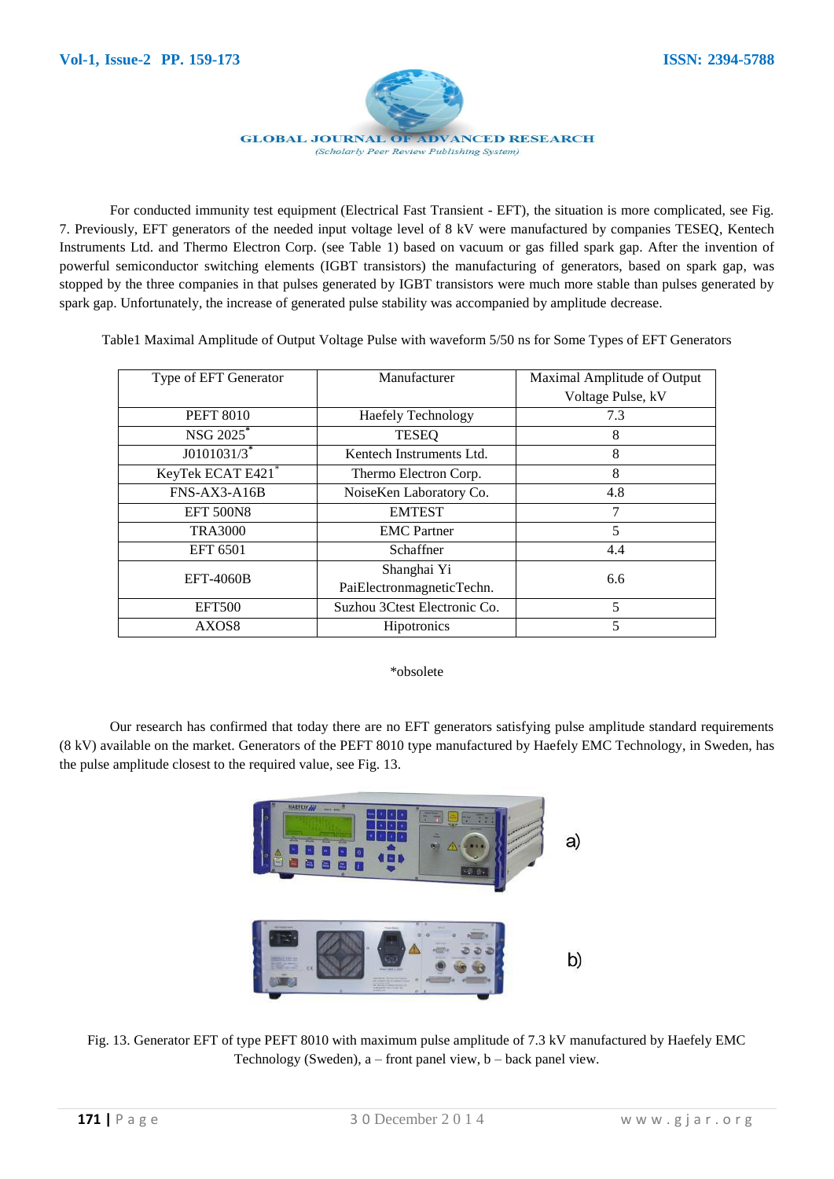For conducted immunity test equipment (Electrical Fast Transient - EFT), the situation is more complicated, see Fig. 7. Previously, EFT generators of the needed input voltage level of 8 kV were manufactured by companies TESEQ, Kentech Instruments Ltd. and Thermo Electron Corp. (see Table 1) based on vacuum or gas filled spark gap. After the invention of powerful semiconductor switching elements (IGBT transistors) the manufacturing of generators, based on spark gap, was stopped by the three companies in that pulses generated by IGBT transistors were much more stable than pulses generated by spark gap. Unfortunately, the increase of generated pulse stability was accompanied by amplitude decrease.

Table1 Maximal Amplitude of Output Voltage Pulse with waveform 5/50 ns for Some Types of EFT Generators

| Type of EFT Generator | Manufacturer | Maximal Amplitude of Output Voltage Pulse, kV |
|---|---|---|
| PEFT 8010 | Haefely Technology | 7.3 |
| NSG 2025* | TESEQ | 8 |
| J0101031/3* | Kentech Instruments Ltd. | 8 |
| KeyTek ECAT E421* | Thermo Electron Corp. | 8 |
| FNS-AX3-A16B | NoiseKen Laboratory Co. | 4.8 |
| EFT 500N8 | EMTEST | 7 |
| TRA3000 | EMC Partner | 5 |
| EFT 6501 | Schaffner | 4.4 |
| EFT-4060B | Shanghai Yi PaiElectronmagneticTechn. | 6.6 |
| EFT500 | Suzhou 3Ctest Electronic Co. | 5 |
| AXOS8 | Hipotronics | 5 |

*obsolete

Our research has confirmed that today there are no EFT generators satisfying pulse amplitude standard requirements (8 kV) available on the market. Generators of the PEFT 8010 type manufactured by Haefely EMC Technology, in Sweden, has the pulse amplitude closest to the required value, see Fig. 13.

Fig. 13. Generator EFT of type PEFT 8010 with maximum pulse amplitude of 7.3 kV manufactured by Haefely EMC Technology (Sweden), a – front panel view, b – back panel view.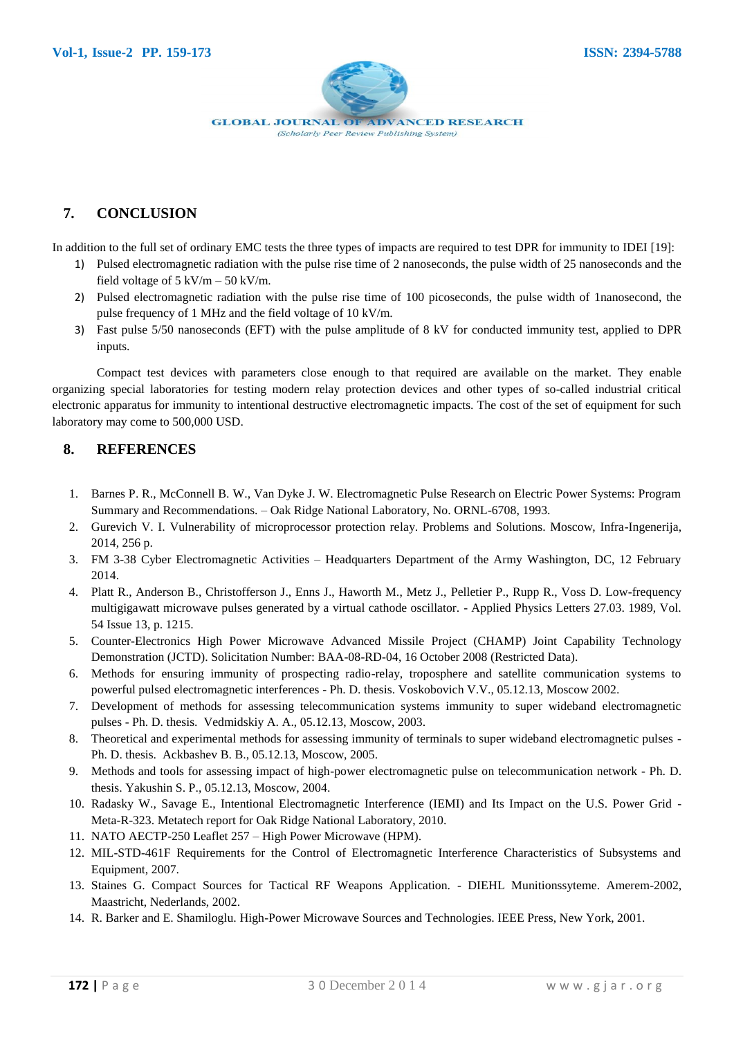## 7. CONCLUSION

In addition to the full set of ordinary EMC tests the three types of impacts are required to test DPR for immunity to IDEI [19]:

1) Pulsed electromagnetic radiation with the pulse rise time of 2 nanoseconds, the pulse width of 25 nanoseconds and the field voltage of 5 kV/m – 50 kV/m.
2) Pulsed electromagnetic radiation with the pulse rise time of 100 picoseconds, the pulse width of 1nanosecond, the pulse frequency of 1 MHz and the field voltage of 10 kV/m.
3) Fast pulse 5/50 nanoseconds (EFT) with the pulse amplitude of 8 kV for conducted immunity test, applied to DPR inputs.

Compact test devices with parameters close enough to that required are available on the market. They enable organizing special laboratories for testing modern relay protection devices and other types of so-called industrial critical electronic apparatus for immunity to intentional destructive electromagnetic impacts. The cost of the set of equipment for such laboratory may come to 500,000 USD.

## 8. REFERENCES

1. Barnes P. R., McConnell B. W., Van Dyke J. W. Electromagnetic Pulse Research on Electric Power Systems: Program Summary and Recommendations. – Oak Ridge National Laboratory, No. ORNL-6708, 1993.
2. Gurevich V. I. Vulnerability of microprocessor protection relay. Problems and Solutions. Moscow, Infra-Ingenerija, 2014, 256 p.
3. FM 3-38 Cyber Electromagnetic Activities – Headquarters Department of the Army Washington, DC, 12 February 2014.
4. Platt R., Anderson B., Christofferson J., Enns J., Haworth M., Metz J., Pelletier P., Rupp R., Voss D. Low-frequency multigigawatt microwave pulses generated by a virtual cathode oscillator. - Applied Physics Letters 27.03. 1989, Vol. 54 Issue 13, p. 1215.
5. Counter-Electronics High Power Microwave Advanced Missile Project (CHAMP) Joint Capability Technology Demonstration (JCTD). Solicitation Number: BAA-08-RD-04, 16 October 2008 (Restricted Data).
6. Methods for ensuring immunity of prospecting radio-relay, troposphere and satellite communication systems to powerful pulsed electromagnetic interferences - Ph. D. thesis. Voskobovich V.V., 05.12.13, Moscow 2002.
7. Development of methods for assessing telecommunication systems immunity to super wideband electromagnetic pulses - Ph. D. thesis. Vedmidskiy A. A., 05.12.13, Moscow, 2003.
8. Theoretical and experimental methods for assessing immunity of terminals to super wideband electromagnetic pulses - Ph. D. thesis. Ackbashev B. B., 05.12.13, Moscow, 2005.
9. Methods and tools for assessing impact of high-power electromagnetic pulse on telecommunication network - Ph. D. thesis. Yakushin S. P., 05.12.13, Moscow, 2004.
10. Radasky W., Savage E., Intentional Electromagnetic Interference (IEMI) and Its Impact on the U.S. Power Grid - Meta-R-323. Metatech report for Oak Ridge National Laboratory, 2010.
11. NATO AECTP-250 Leaflet 257 – High Power Microwave (HPM).
12. MIL-STD-461F Requirements for the Control of Electromagnetic Interference Characteristics of Subsystems and Equipment, 2007.
13. Staines G. Compact Sources for Tactical RF Weapons Application. - DIEHL Munitionssyteme. Amerem-2002, Maastricht, Nederlands, 2002.
14. R. Barker and E. Shamiloglu. High-Power Microwave Sources and Technologies. IEEE Press, New York, 2001.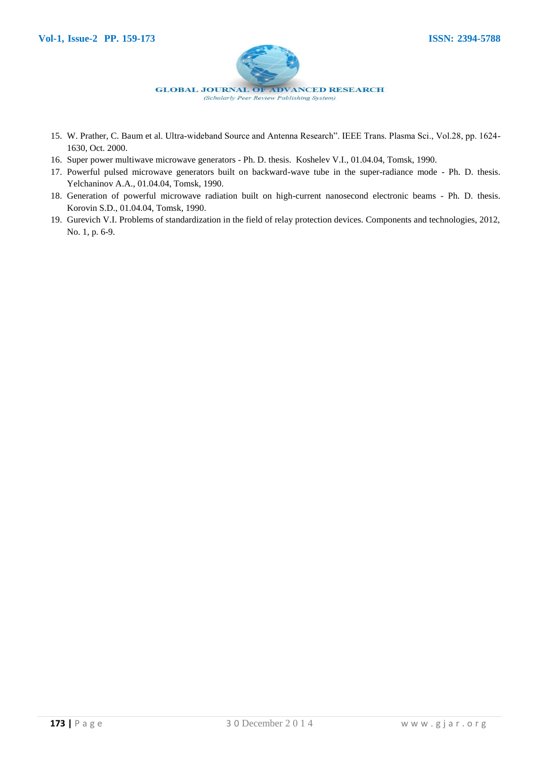15. W. Prather, C. Baum et al. Ultra-wideband Source and Antenna Research". IEEE Trans. Plasma Sci., Vol.28, pp. 1624-1630, Oct. 2000.
16. Super power multiwave microwave generators - Ph. D. thesis. Koshelev V.I., 01.04.04, Tomsk, 1990.
17. Powerful pulsed microwave generators built on backward-wave tube in the super-radiance mode - Ph. D. thesis. Yelchaninov A.A., 01.04.04, Tomsk, 1990.
18. Generation of powerful microwave radiation built on high-current nanosecond electronic beams - Ph. D. thesis. Korovin S.D., 01.04.04, Tomsk, 1990.
19. Gurevich V.I. Problems of standardization in the field of relay protection devices. Components and technologies, 2012, No. 1, p. 6-9.